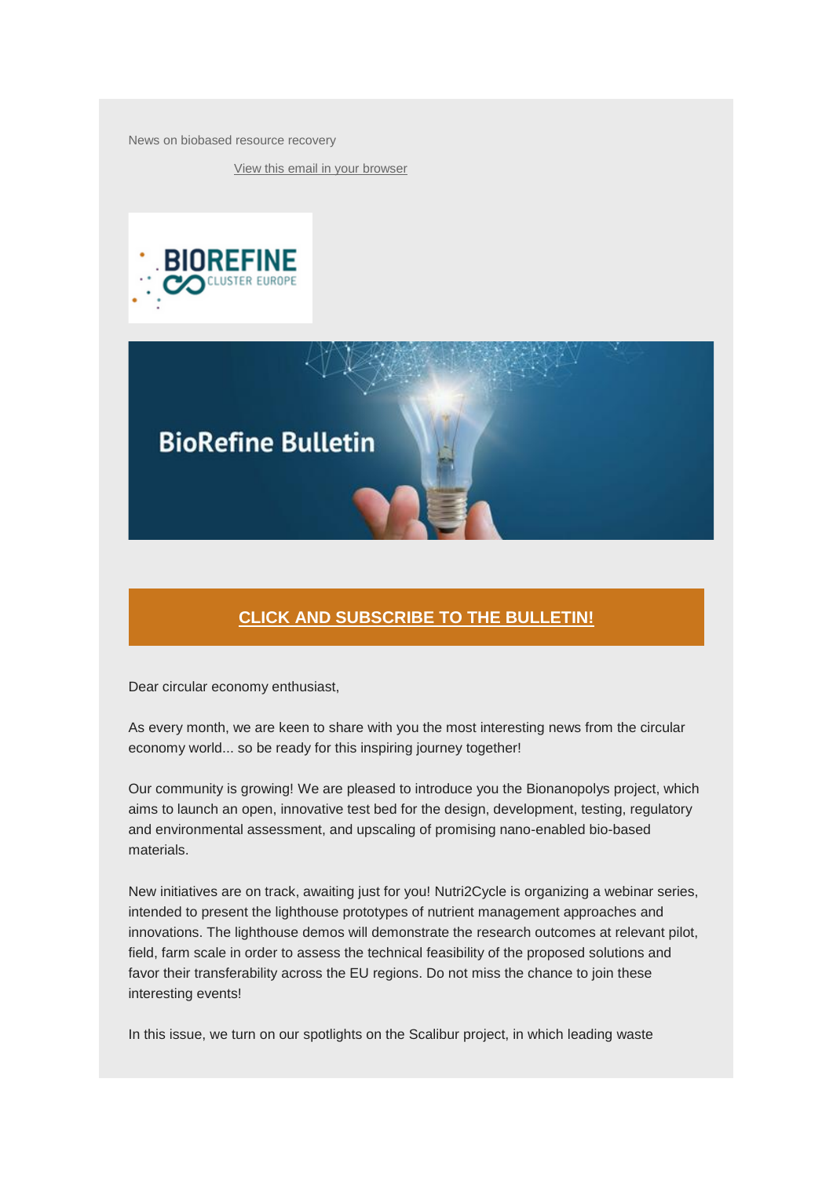News on biobased resource recovery

View this email in your browser

BIOREFINE CLUSTER EUROPE

BioRefine Bulletin

**CLICK AND SUBSCRIBE TO THE BULLETIN!**

Dear circular economy enthusiast,

As every month, we are keen to share with you the most interesting news from the circular economy world... so be ready for this inspiring journey together!

Our community is growing! We are pleased to introduce you the Bionanopolys project, which aims to launch an open, innovative test bed for the design, development, testing, regulatory and environmental assessment, and upscaling of promising nano-enabled bio-based materials.

New initiatives are on track, awaiting just for you! Nutri2Cycle is organizing a webinar series, intended to present the lighthouse prototypes of nutrient management approaches and innovations. The lighthouse demos will demonstrate the research outcomes at relevant pilot, field, farm scale in order to assess the technical feasibility of the proposed solutions and favor their transferability across the EU regions. Do not miss the chance to join these interesting events!

In this issue, we turn on our spotlights on the Scalibur project, in which leading waste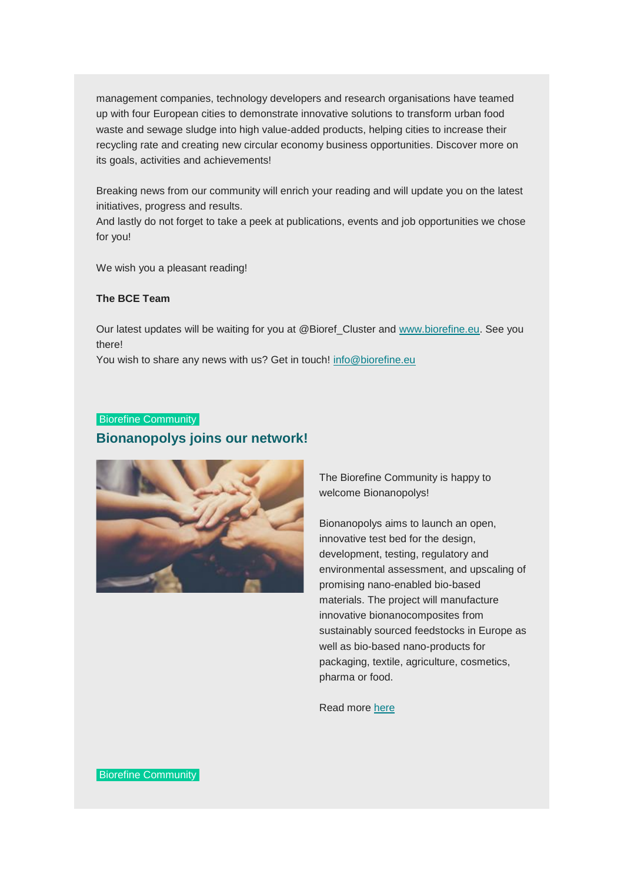management companies, technology developers and research organisations have teamed up with four European cities to demonstrate innovative solutions to transform urban food waste and sewage sludge into high value-added products, helping cities to increase their recycling rate and creating new circular economy business opportunities. Discover more on its goals, activities and achievements!

Breaking news from our community will enrich your reading and will update you on the latest initiatives, progress and results.
And lastly do not forget to take a peek at publications, events and job opportunities we chose for you!

We wish you a pleasant reading!

**The BCE Team**

Our latest updates will be waiting for you at @Bioref_Cluster and www.biorefine.eu. See you there!
You wish to share any news with us? Get in touch! info@biorefine.eu

Biorefine Community

## Bionanopolys joins our network!

The Biorefine Community is happy to welcome Bionanopolys!

Bionanopolys aims to launch an open, innovative test bed for the design, development, testing, regulatory and environmental assessment, and upscaling of promising nano-enabled bio-based materials. The project will manufacture innovative bionanocomposites from sustainably sourced feedstocks in Europe as well as bio-based nano-products for packaging, textile, agriculture, cosmetics, pharma or food.

Read more here

Biorefine Community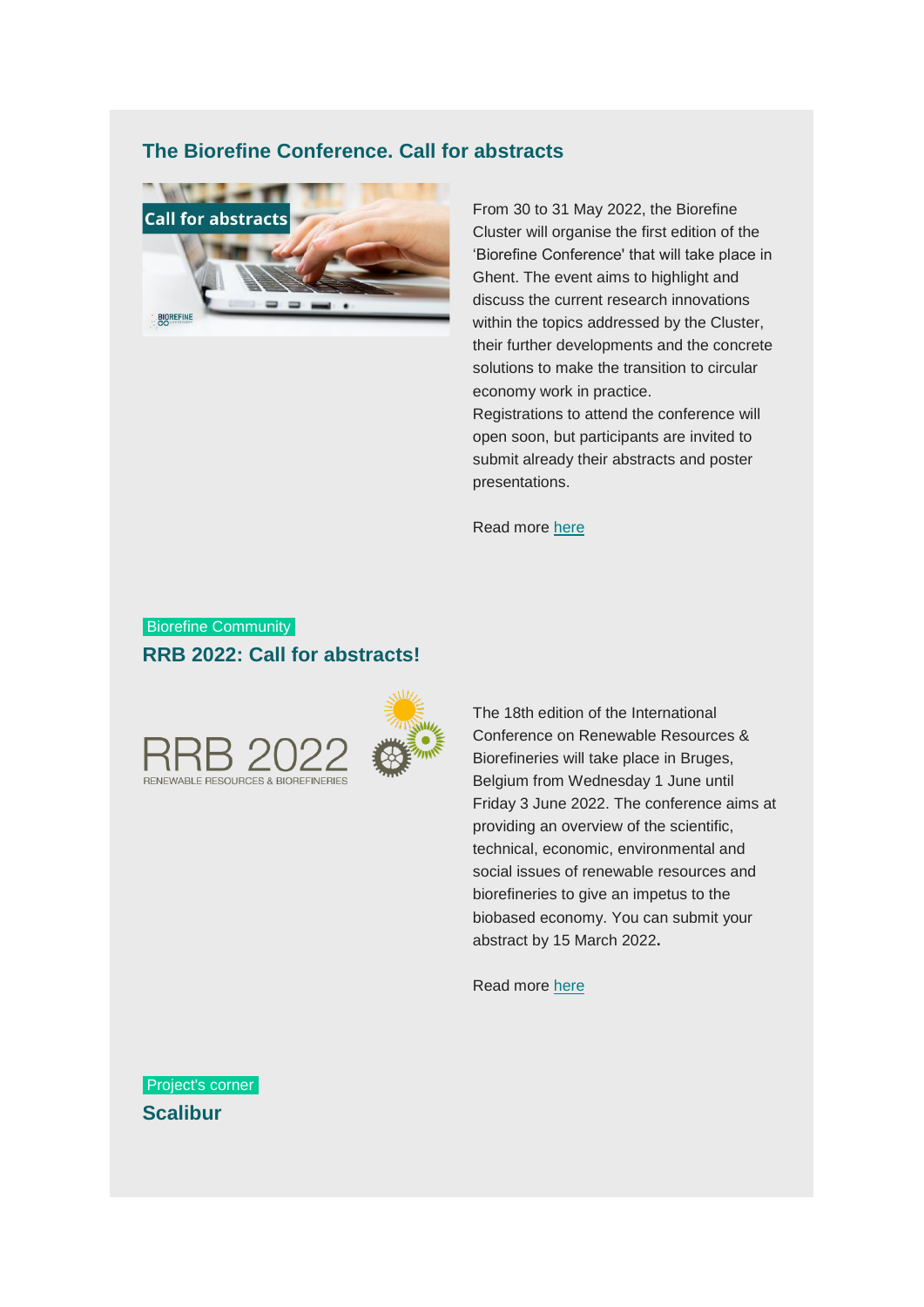## The Biorefine Conference. Call for abstracts

From 30 to 31 May 2022, the Biorefine Cluster will organise the first edition of the 'Biorefine Conference' that will take place in Ghent. The event aims to highlight and discuss the current research innovations within the topics addressed by the Cluster, their further developments and the concrete solutions to make the transition to circular economy work in practice.
Registrations to attend the conference will open soon, but participants are invited to submit already their abstracts and poster presentations.

Read more here

Biorefine Community

## RRB 2022: Call for abstracts!

The 18th edition of the International Conference on Renewable Resources & Biorefineries will take place in Bruges, Belgium from Wednesday 1 June until Friday 3 June 2022. The conference aims at providing an overview of the scientific, technical, economic, environmental and social issues of renewable resources and biorefineries to give an impetus to the biobased economy. You can submit your abstract by 15 March 2022**.**

Read more here

Project's corner

## Scalibur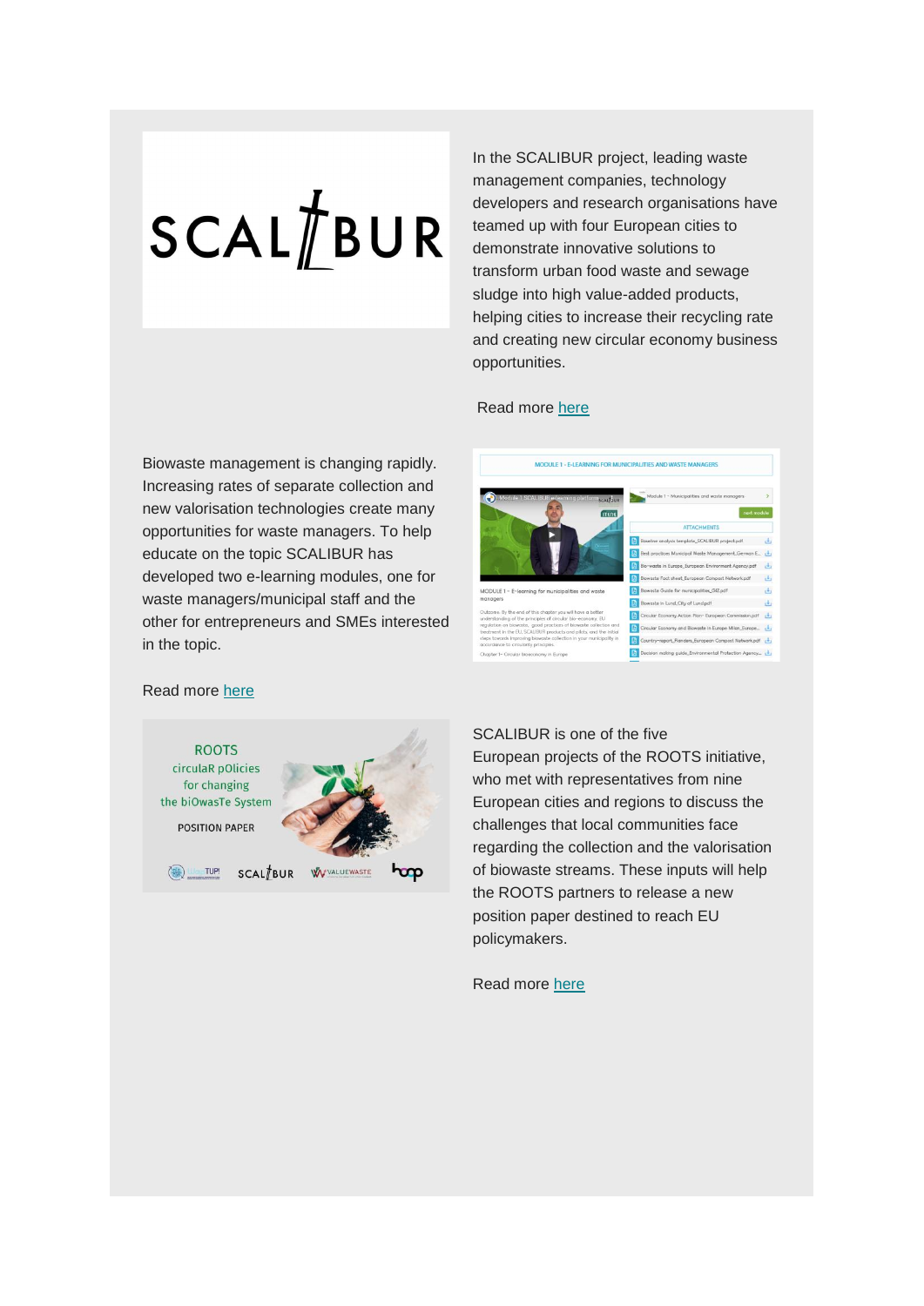In the SCALIBUR project, leading waste management companies, technology developers and research organisations have teamed up with four European cities to demonstrate innovative solutions to transform urban food waste and sewage sludge into high value-added products, helping cities to increase their recycling rate and creating new circular economy business opportunities.

Read more here

Biowaste management is changing rapidly. Increasing rates of separate collection and new valorisation technologies create many opportunities for waste managers. To help educate on the topic SCALIBUR has developed two e-learning modules, one for waste managers/municipal staff and the other for entrepreneurs and SMEs interested in the topic.

Read more here

SCALIBUR is one of the five European projects of the ROOTS initiative, who met with representatives from nine European cities and regions to discuss the challenges that local communities face regarding the collection and the valorisation of biowaste streams. These inputs will help the ROOTS partners to release a new position paper destined to reach EU policymakers.

Read more here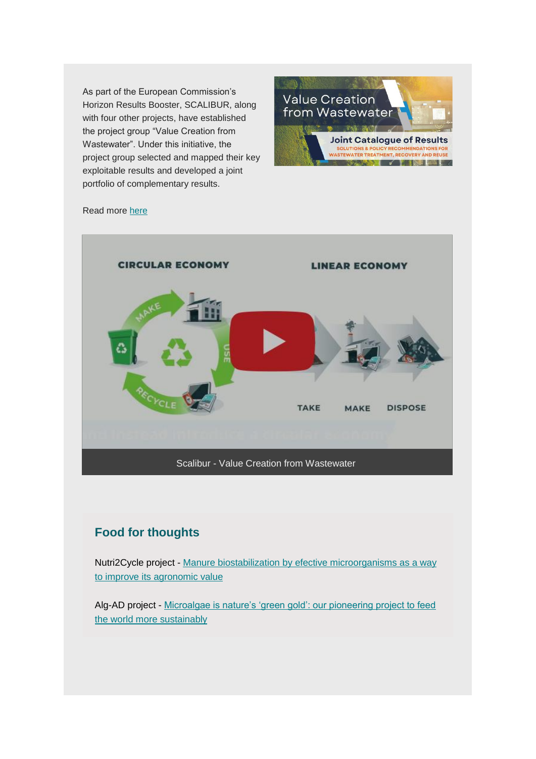As part of the European Commission's Horizon Results Booster, SCALIBUR, along with four other projects, have established the project group "Value Creation from Wastewater". Under this initiative, the project group selected and mapped their key exploitable results and developed a joint portfolio of complementary results.

Read more [here]

Scalibur - Value Creation from Wastewater

## Food for thoughts

Nutri2Cycle project - [Manure biostabilization by efective microorganisms as a way to improve its agronomic value]

Alg-AD project - [Microalgae is nature's 'green gold': our pioneering project to feed the world more sustainably]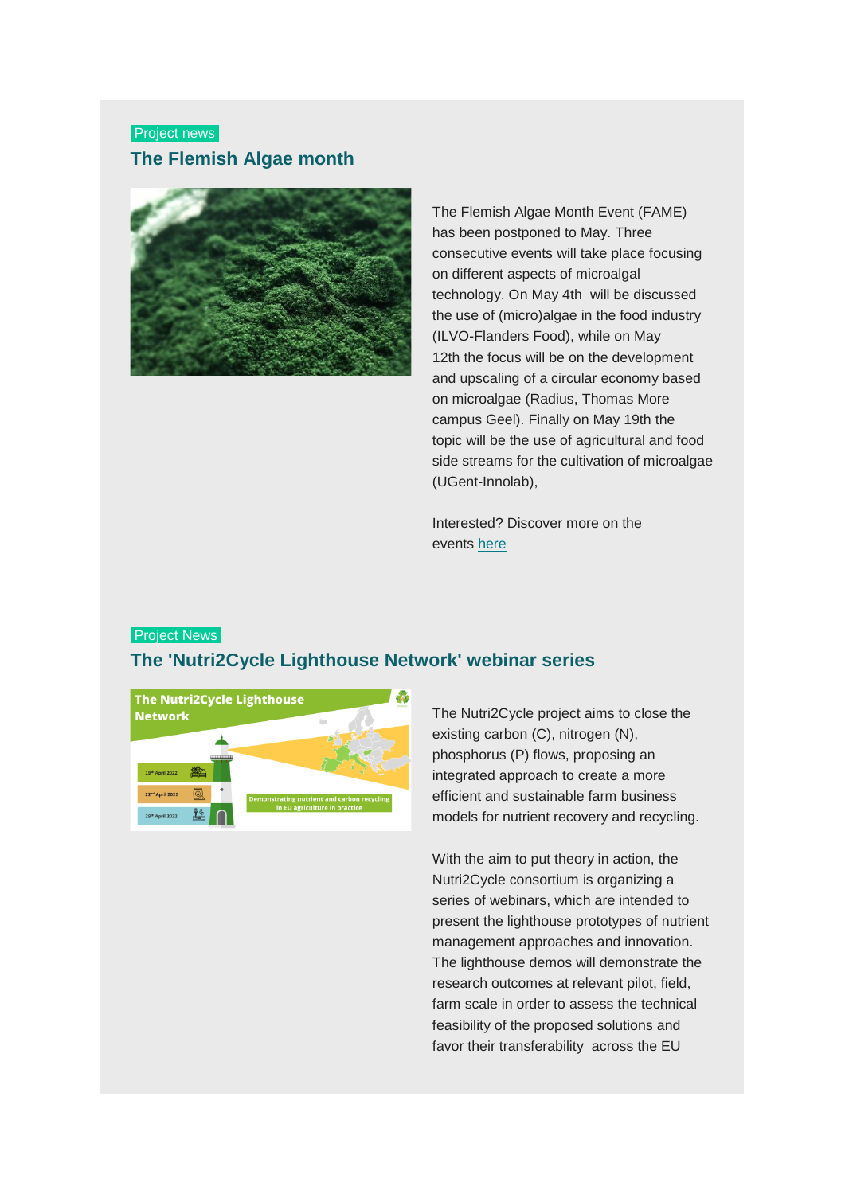Project news

## The Flemish Algae month

The Flemish Algae Month Event (FAME) has been postponed to May. Three consecutive events will take place focusing on different aspects of microalgal technology. On May 4th will be discussed the use of (micro)algae in the food industry (ILVO-Flanders Food), while on May 12th the focus will be on the development and upscaling of a circular economy based on microalgae (Radius, Thomas More campus Geel). Finally on May 19th the topic will be the use of agricultural and food side streams for the cultivation of microalgae (UGent-Innolab),

Interested? Discover more on the events [here]

Project News

## The 'Nutri2Cycle Lighthouse Network' webinar series

The Nutri2Cycle project aims to close the existing carbon (C), nitrogen (N), phosphorus (P) flows, proposing an integrated approach to create a more efficient and sustainable farm business models for nutrient recovery and recycling.

With the aim to put theory in action, the Nutri2Cycle consortium is organizing a series of webinars, which are intended to present the lighthouse prototypes of nutrient management approaches and innovation. The lighthouse demos will demonstrate the research outcomes at relevant pilot, field, farm scale in order to assess the technical feasibility of the proposed solutions and favor their transferability across the EU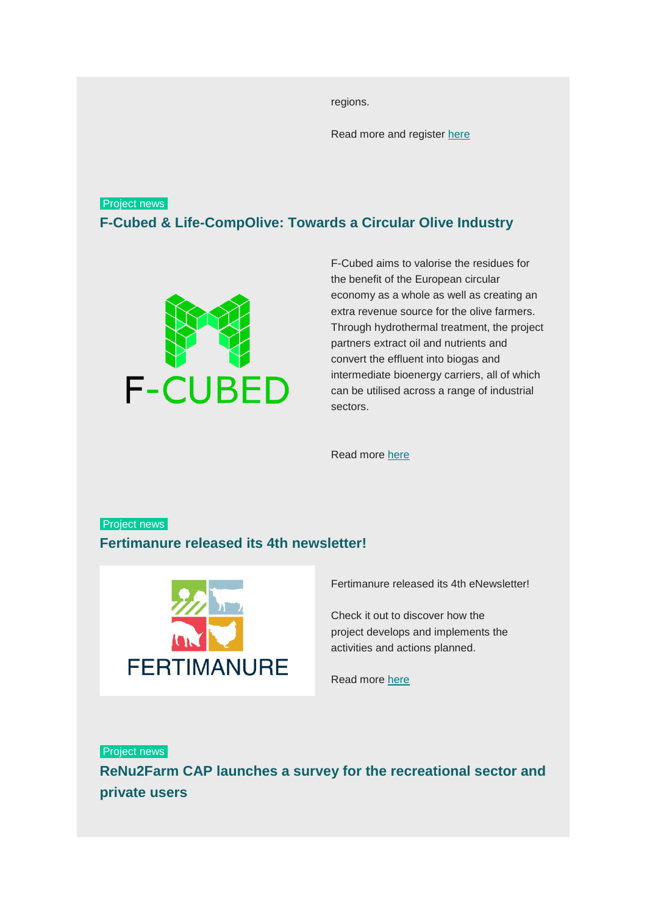regions.

Read more and register here

Project news

## F-Cubed & Life-CompOlive: Towards a Circular Olive Industry

F-Cubed aims to valorise the residues for the benefit of the European circular economy as a whole as well as creating an extra revenue source for the olive farmers. Through hydrothermal treatment, the project partners extract oil and nutrients and convert the effluent into biogas and intermediate bioenergy carriers, all of which can be utilised across a range of industrial sectors.

Read more here

Project news

## Fertimanure released its 4th newsletter!

Fertimanure released its 4th eNewsletter!

Check it out to discover how the project develops and implements the activities and actions planned.

Read more here

Project news

## ReNu2Farm CAP launches a survey for the recreational sector and private users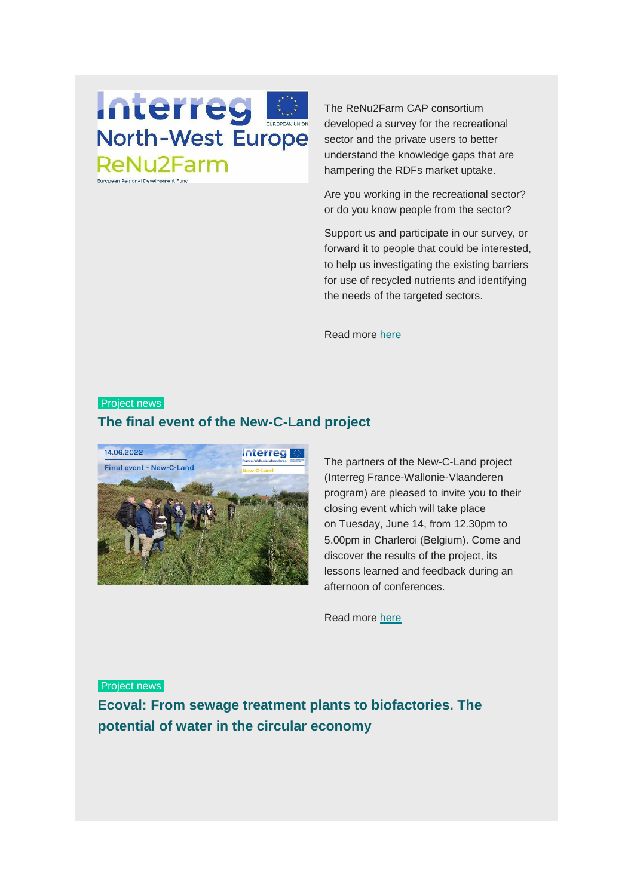The ReNu2Farm CAP consortium developed a survey for the recreational sector and the private users to better understand the knowledge gaps that are hampering the RDFs market uptake.

Are you working in the recreational sector? or do you know people from the sector?

Support us and participate in our survey, or forward it to people that could be interested, to help us investigating the existing barriers for use of recycled nutrients and identifying the needs of the targeted sectors.

Read more here

Project news

## The final event of the New-C-Land project

The partners of the New-C-Land project (Interreg France-Wallonie-Vlaanderen program) are pleased to invite you to their closing event which will take place on Tuesday, June 14, from 12.30pm to 5.00pm in Charleroi (Belgium). Come and discover the results of the project, its lessons learned and feedback during an afternoon of conferences.

Read more here

Project news

## Ecoval: From sewage treatment plants to biofactories. The potential of water in the circular economy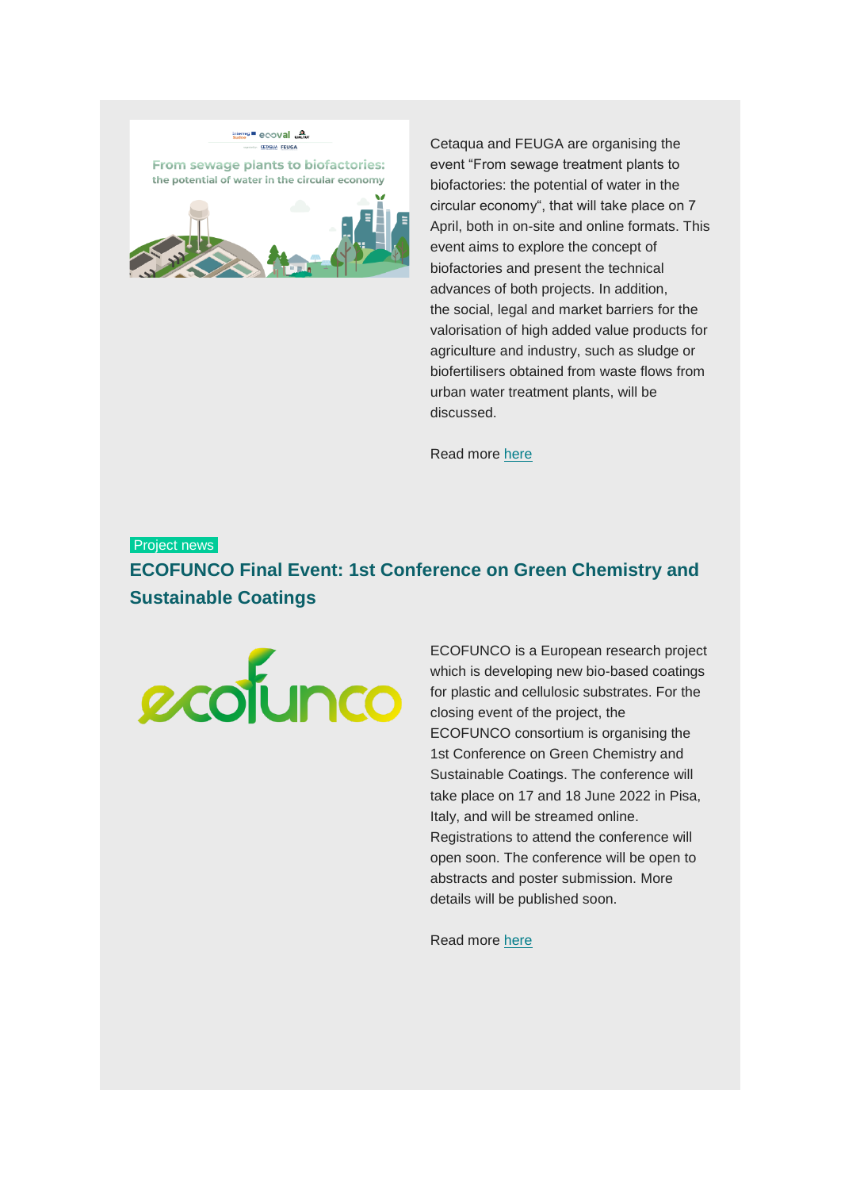Cetaqua and FEUGA are organising the event “From sewage treatment plants to biofactories: the potential of water in the circular economy“, that will take place on 7 April, both in on-site and online formats. This event aims to explore the concept of biofactories and present the technical advances of both projects. In addition, the social, legal and market barriers for the valorisation of high added value products for agriculture and industry, such as sludge or biofertilisers obtained from waste flows from urban water treatment plants, will be discussed.

Read more here

Project news

## ECOFUNCO Final Event: 1st Conference on Green Chemistry and Sustainable Coatings

ECOFUNCO is a European research project which is developing new bio-based coatings for plastic and cellulosic substrates. For the closing event of the project, the ECOFUNCO consortium is organising the 1st Conference on Green Chemistry and Sustainable Coatings. The conference will take place on 17 and 18 June 2022 in Pisa, Italy, and will be streamed online. Registrations to attend the conference will open soon. The conference will be open to abstracts and poster submission. More details will be published soon.

Read more here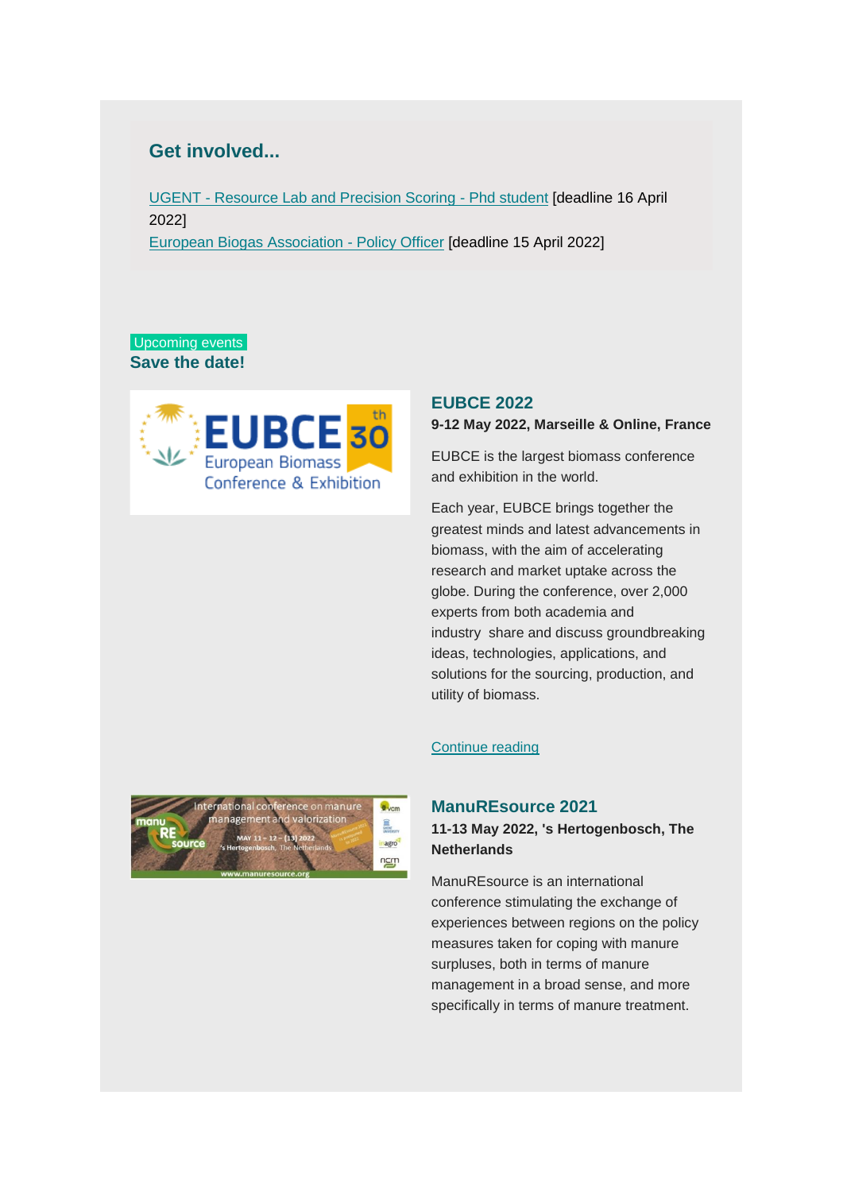## Get involved...

UGENT - Resource Lab and Precision Scoring - Phd student [deadline 16 April 2022]
European Biogas Association - Policy Officer [deadline 15 April 2022]

Upcoming events

## Save the date!

### EUBCE 2022

**9-12 May 2022, Marseille & Online, France**

EUBCE is the largest biomass conference and exhibition in the world.

Each year, EUBCE brings together the greatest minds and latest advancements in biomass, with the aim of accelerating research and market uptake across the globe. During the conference, over 2,000 experts from both academia and industry share and discuss groundbreaking ideas, technologies, applications, and solutions for the sourcing, production, and utility of biomass.

Continue reading

### ManuREsource 2021

**11-13 May 2022, 's Hertogenbosch, The Netherlands**

ManuREsource is an international conference stimulating the exchange of experiences between regions on the policy measures taken for coping with manure surpluses, both in terms of manure management in a broad sense, and more specifically in terms of manure treatment.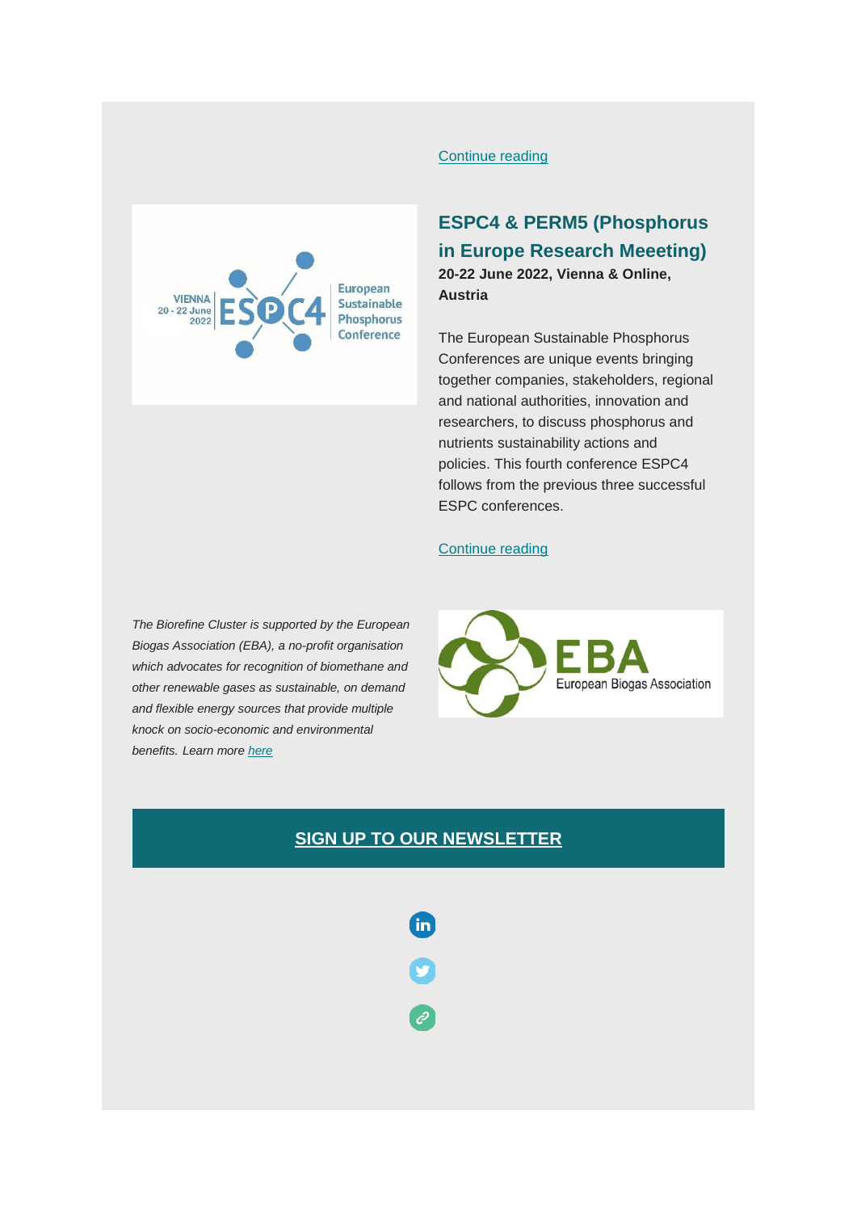Continue reading

## ESPC4 & PERM5 (Phosphorus in Europe Research Meeeting)

**20-22 June 2022, Vienna & Online, Austria**

The European Sustainable Phosphorus Conferences are unique events bringing together companies, stakeholders, regional and national authorities, innovation and researchers, to discuss phosphorus and nutrients sustainability actions and policies. This fourth conference ESPC4 follows from the previous three successful ESPC conferences.

Continue reading

*The Biorefine Cluster is supported by the European Biogas Association (EBA), a no-profit organisation which advocates for recognition of biomethane and other renewable gases as sustainable, on demand and flexible energy sources that provide multiple knock on socio-economic and environmental benefits. Learn more here*

**SIGN UP TO OUR NEWSLETTER**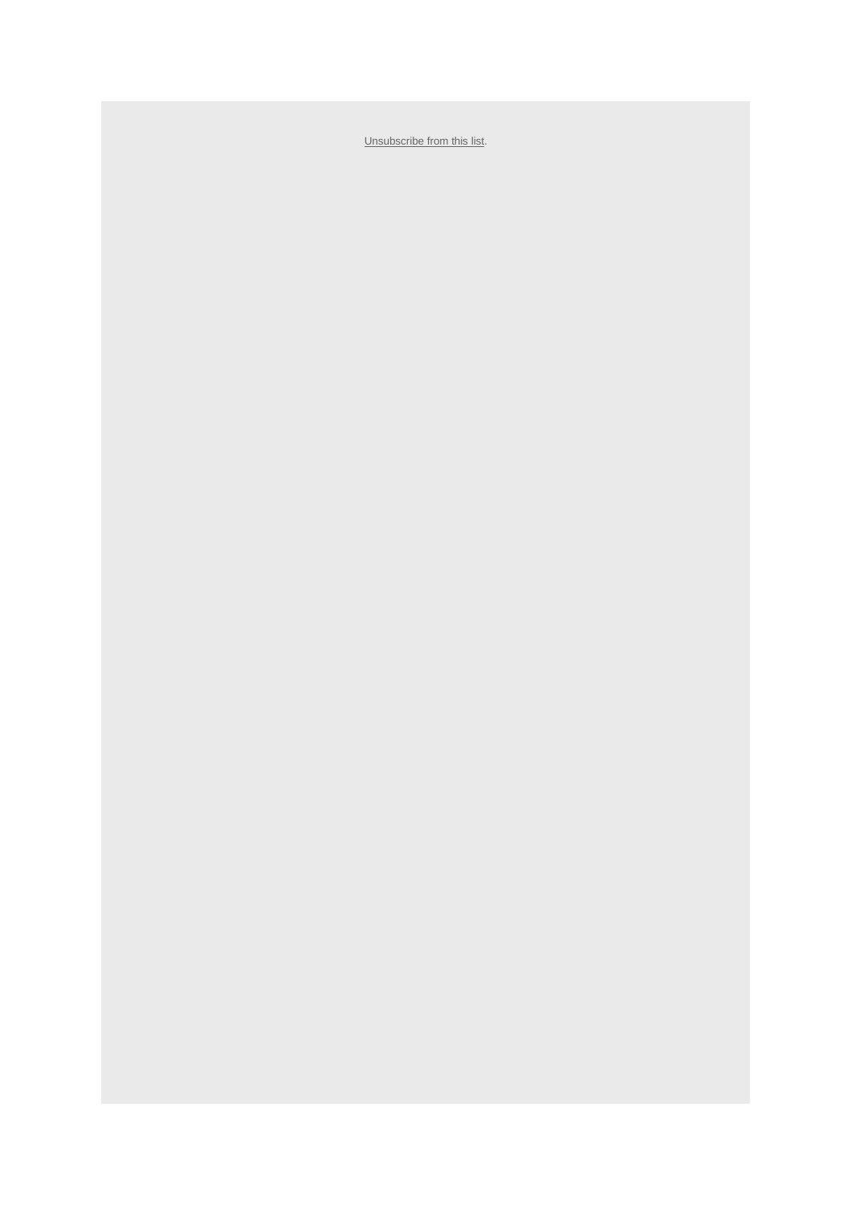Unsubscribe from this list.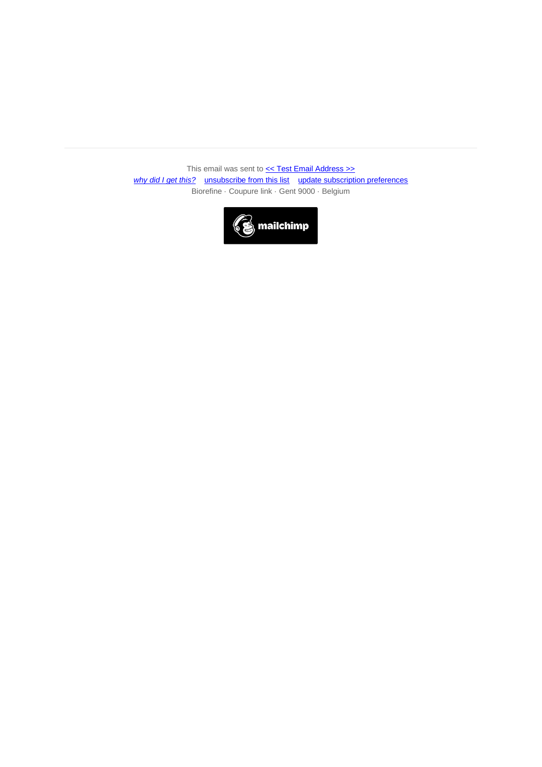---

This email was sent to << Test Email Address >>

*why did I get this?* unsubscribe from this list update subscription preferences

Biorefine · Coupure link · Gent 9000 · Belgium

mailchimp